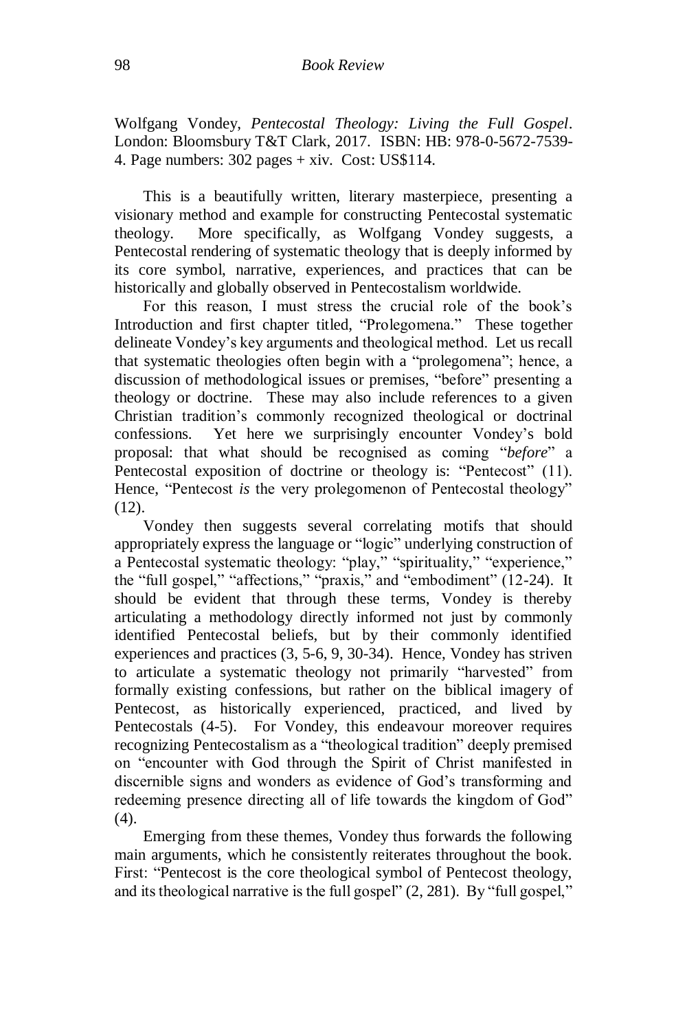Wolfgang Vondey, *Pentecostal Theology: Living the Full Gospel*. London: Bloomsbury T&T Clark, 2017. ISBN: HB: 978-0-5672-7539-4. Page numbers: 302 pages + xiv. Cost: US$114.

This is a beautifully written, literary masterpiece, presenting a visionary method and example for constructing Pentecostal systematic theology. More specifically, as Wolfgang Vondey suggests, a Pentecostal rendering of systematic theology that is deeply informed by its core symbol, narrative, experiences, and practices that can be historically and globally observed in Pentecostalism worldwide.

For this reason, I must stress the crucial role of the book's Introduction and first chapter titled, "Prolegomena." These together delineate Vondey's key arguments and theological method. Let us recall that systematic theologies often begin with a "prolegomena"; hence, a discussion of methodological issues or premises, "before" presenting a theology or doctrine. These may also include references to a given Christian tradition's commonly recognized theological or doctrinal confessions. Yet here we surprisingly encounter Vondey's bold proposal: that what should be recognised as coming "*before*" a Pentecostal exposition of doctrine or theology is: "Pentecost" (11). Hence, "Pentecost *is* the very prolegomenon of Pentecostal theology" (12).

Vondey then suggests several correlating motifs that should appropriately express the language or "logic" underlying construction of a Pentecostal systematic theology: "play," "spirituality," "experience," the "full gospel," "affections," "praxis," and "embodiment" (12-24). It should be evident that through these terms, Vondey is thereby articulating a methodology directly informed not just by commonly identified Pentecostal beliefs, but by their commonly identified experiences and practices (3, 5-6, 9, 30-34). Hence, Vondey has striven to articulate a systematic theology not primarily "harvested" from formally existing confessions, but rather on the biblical imagery of Pentecost, as historically experienced, practiced, and lived by Pentecostals (4-5). For Vondey, this endeavour moreover requires recognizing Pentecostalism as a "theological tradition" deeply premised on "encounter with God through the Spirit of Christ manifested in discernible signs and wonders as evidence of God's transforming and redeeming presence directing all of life towards the kingdom of God" (4).

Emerging from these themes, Vondey thus forwards the following main arguments, which he consistently reiterates throughout the book. First: "Pentecost is the core theological symbol of Pentecost theology, and its theological narrative is the full gospel" (2, 281). By "full gospel,"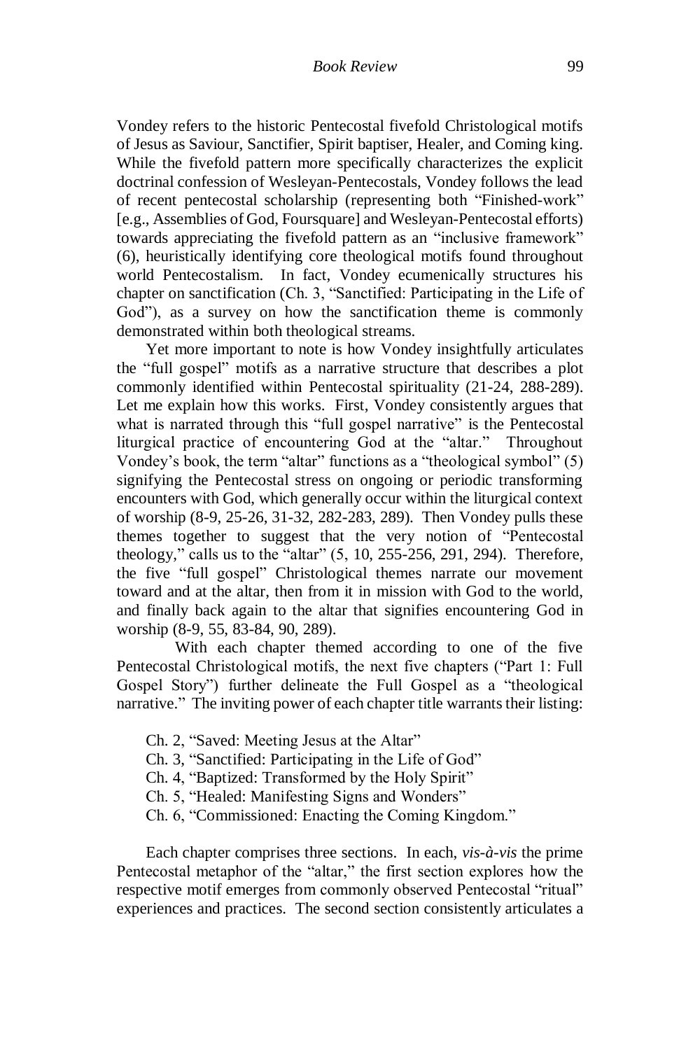Vondey refers to the historic Pentecostal fivefold Christological motifs of Jesus as Saviour, Sanctifier, Spirit baptiser, Healer, and Coming king. While the fivefold pattern more specifically characterizes the explicit doctrinal confession of Wesleyan-Pentecostals, Vondey follows the lead of recent pentecostal scholarship (representing both "Finished-work" [e.g., Assemblies of God, Foursquare] and Wesleyan-Pentecostal efforts) towards appreciating the fivefold pattern as an "inclusive framework" (6), heuristically identifying core theological motifs found throughout world Pentecostalism. In fact, Vondey ecumenically structures his chapter on sanctification (Ch. 3, "Sanctified: Participating in the Life of God"), as a survey on how the sanctification theme is commonly demonstrated within both theological streams.

Yet more important to note is how Vondey insightfully articulates the "full gospel" motifs as a narrative structure that describes a plot commonly identified within Pentecostal spirituality (21-24, 288-289). Let me explain how this works. First, Vondey consistently argues that what is narrated through this "full gospel narrative" is the Pentecostal liturgical practice of encountering God at the "altar." Throughout Vondey's book, the term "altar" functions as a "theological symbol" (5) signifying the Pentecostal stress on ongoing or periodic transforming encounters with God, which generally occur within the liturgical context of worship (8-9, 25-26, 31-32, 282-283, 289). Then Vondey pulls these themes together to suggest that the very notion of "Pentecostal theology," calls us to the "altar" (5, 10, 255-256, 291, 294). Therefore, the five "full gospel" Christological themes narrate our movement toward and at the altar, then from it in mission with God to the world, and finally back again to the altar that signifies encountering God in worship (8-9, 55, 83-84, 90, 289).

With each chapter themed according to one of the five Pentecostal Christological motifs, the next five chapters ("Part 1: Full Gospel Story") further delineate the Full Gospel as a "theological narrative." The inviting power of each chapter title warrants their listing:

- Ch. 2, "Saved: Meeting Jesus at the Altar"
- Ch. 3, "Sanctified: Participating in the Life of God"
- Ch. 4, "Baptized: Transformed by the Holy Spirit"
- Ch. 5, "Healed: Manifesting Signs and Wonders"
- Ch. 6, "Commissioned: Enacting the Coming Kingdom."

Each chapter comprises three sections. In each, *vis-à-vis* the prime Pentecostal metaphor of the "altar," the first section explores how the respective motif emerges from commonly observed Pentecostal "ritual" experiences and practices. The second section consistently articulates a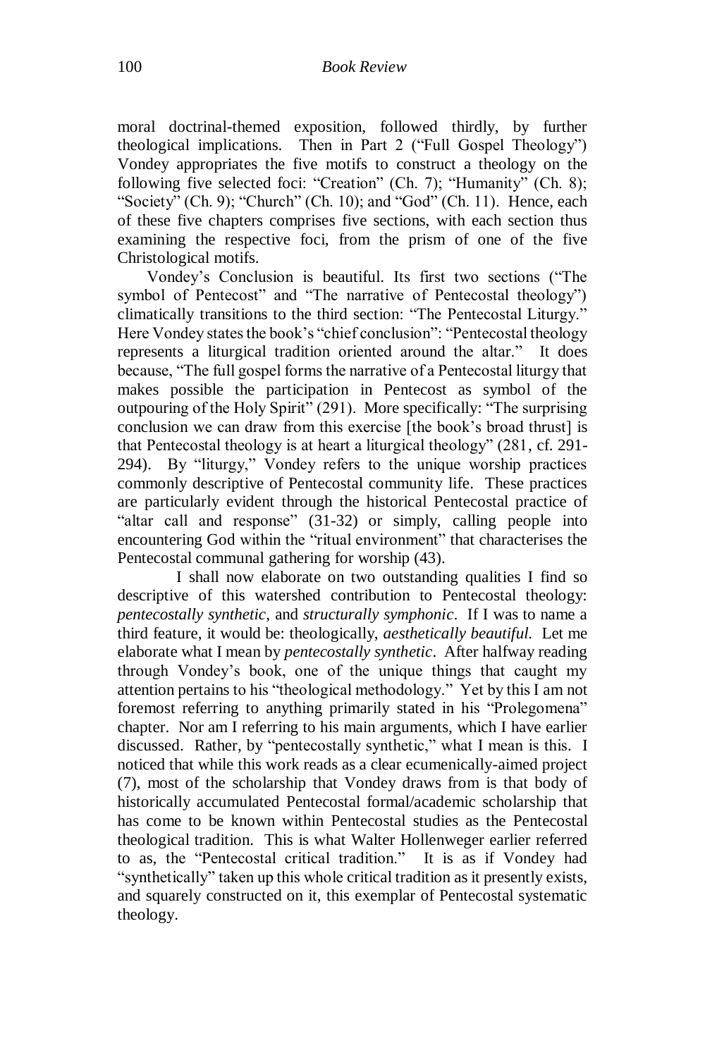moral doctrinal-themed exposition, followed thirdly, by further theological implications. Then in Part 2 ("Full Gospel Theology") Vondey appropriates the five motifs to construct a theology on the following five selected foci: "Creation" (Ch. 7); "Humanity" (Ch. 8); "Society" (Ch. 9); "Church" (Ch. 10); and "God" (Ch. 11). Hence, each of these five chapters comprises five sections, with each section thus examining the respective foci, from the prism of one of the five Christological motifs.

Vondey's Conclusion is beautiful. Its first two sections ("The symbol of Pentecost" and "The narrative of Pentecostal theology") climatically transitions to the third section: "The Pentecostal Liturgy." Here Vondey states the book's "chief conclusion": "Pentecostal theology represents a liturgical tradition oriented around the altar." It does because, "The full gospel forms the narrative of a Pentecostal liturgy that makes possible the participation in Pentecost as symbol of the outpouring of the Holy Spirit" (291). More specifically: "The surprising conclusion we can draw from this exercise [the book's broad thrust] is that Pentecostal theology is at heart a liturgical theology" (281, cf. 291-294). By "liturgy," Vondey refers to the unique worship practices commonly descriptive of Pentecostal community life. These practices are particularly evident through the historical Pentecostal practice of "altar call and response" (31-32) or simply, calling people into encountering God within the "ritual environment" that characterises the Pentecostal communal gathering for worship (43).

I shall now elaborate on two outstanding qualities I find so descriptive of this watershed contribution to Pentecostal theology: *pentecostally synthetic*, and *structurally symphonic*. If I was to name a third feature, it would be: theologically, *aesthetically beautiful*. Let me elaborate what I mean by *pentecostally synthetic*. After halfway reading through Vondey's book, one of the unique things that caught my attention pertains to his "theological methodology." Yet by this I am not foremost referring to anything primarily stated in his "Prolegomena" chapter. Nor am I referring to his main arguments, which I have earlier discussed. Rather, by "pentecostally synthetic," what I mean is this. I noticed that while this work reads as a clear ecumenically-aimed project (7), most of the scholarship that Vondey draws from is that body of historically accumulated Pentecostal formal/academic scholarship that has come to be known within Pentecostal studies as the Pentecostal theological tradition. This is what Walter Hollenweger earlier referred to as, the "Pentecostal critical tradition." It is as if Vondey had "synthetically" taken up this whole critical tradition as it presently exists, and squarely constructed on it, this exemplar of Pentecostal systematic theology.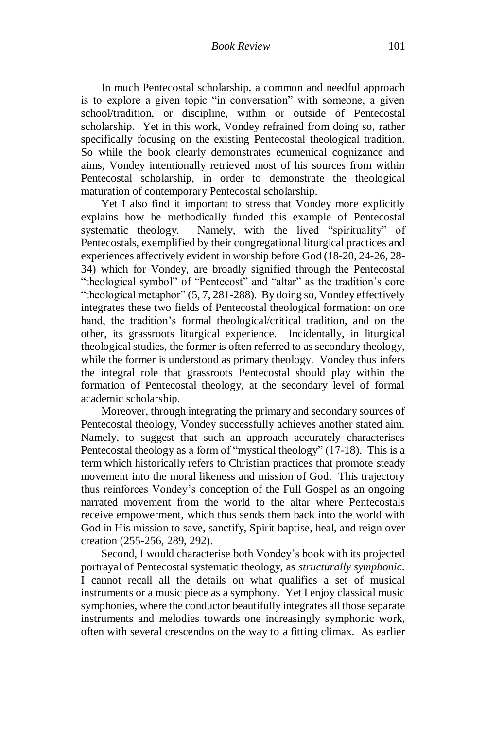In much Pentecostal scholarship, a common and needful approach is to explore a given topic "in conversation" with someone, a given school/tradition, or discipline, within or outside of Pentecostal scholarship. Yet in this work, Vondey refrained from doing so, rather specifically focusing on the existing Pentecostal theological tradition. So while the book clearly demonstrates ecumenical cognizance and aims, Vondey intentionally retrieved most of his sources from within Pentecostal scholarship, in order to demonstrate the theological maturation of contemporary Pentecostal scholarship.

Yet I also find it important to stress that Vondey more explicitly explains how he methodically funded this example of Pentecostal systematic theology. Namely, with the lived "spirituality" of Pentecostals, exemplified by their congregational liturgical practices and experiences affectively evident in worship before God (18-20, 24-26, 28-34) which for Vondey, are broadly signified through the Pentecostal "theological symbol" of "Pentecost" and "altar" as the tradition's core "theological metaphor" (5, 7, 281-288). By doing so, Vondey effectively integrates these two fields of Pentecostal theological formation: on one hand, the tradition's formal theological/critical tradition, and on the other, its grassroots liturgical experience. Incidentally, in liturgical theological studies, the former is often referred to as secondary theology, while the former is understood as primary theology. Vondey thus infers the integral role that grassroots Pentecostal should play within the formation of Pentecostal theology, at the secondary level of formal academic scholarship.

Moreover, through integrating the primary and secondary sources of Pentecostal theology, Vondey successfully achieves another stated aim. Namely, to suggest that such an approach accurately characterises Pentecostal theology as a form of "mystical theology" (17-18). This is a term which historically refers to Christian practices that promote steady movement into the moral likeness and mission of God. This trajectory thus reinforces Vondey's conception of the Full Gospel as an ongoing narrated movement from the world to the altar where Pentecostals receive empowerment, which thus sends them back into the world with God in His mission to save, sanctify, Spirit baptise, heal, and reign over creation (255-256, 289, 292).

Second, I would characterise both Vondey's book with its projected portrayal of Pentecostal systematic theology, as *structurally symphonic*. I cannot recall all the details on what qualifies a set of musical instruments or a music piece as a symphony. Yet I enjoy classical music symphonies, where the conductor beautifully integrates all those separate instruments and melodies towards one increasingly symphonic work, often with several crescendos on the way to a fitting climax. As earlier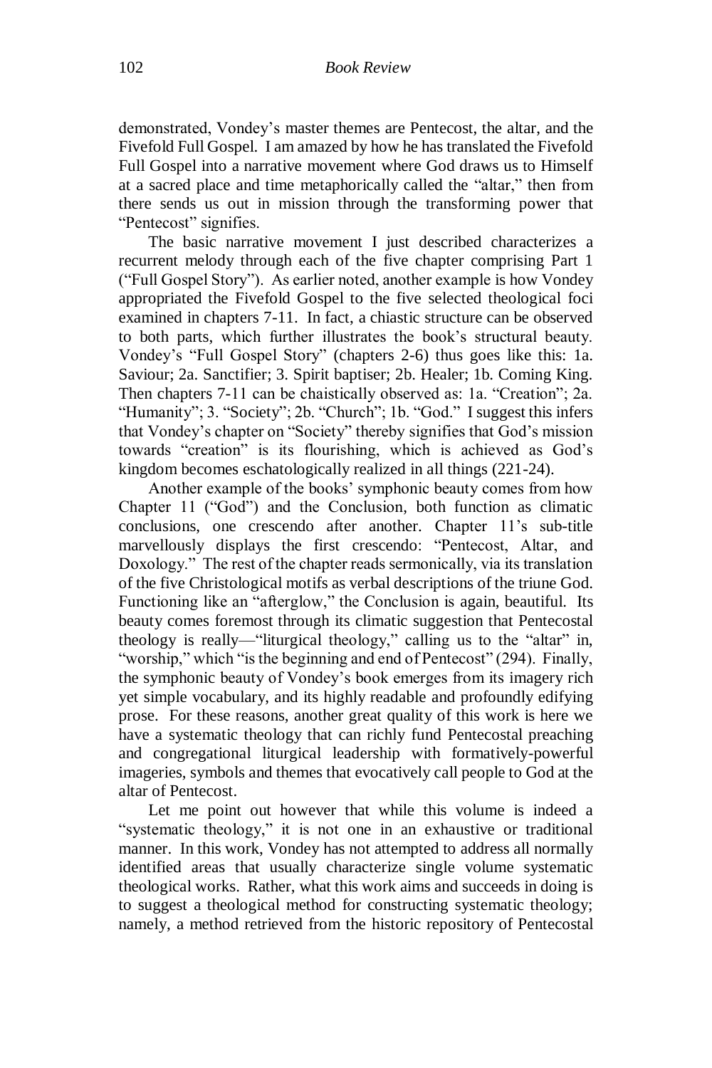demonstrated, Vondey's master themes are Pentecost, the altar, and the Fivefold Full Gospel. I am amazed by how he has translated the Fivefold Full Gospel into a narrative movement where God draws us to Himself at a sacred place and time metaphorically called the "altar," then from there sends us out in mission through the transforming power that "Pentecost" signifies.

The basic narrative movement I just described characterizes a recurrent melody through each of the five chapter comprising Part 1 ("Full Gospel Story"). As earlier noted, another example is how Vondey appropriated the Fivefold Gospel to the five selected theological foci examined in chapters 7-11. In fact, a chiastic structure can be observed to both parts, which further illustrates the book's structural beauty. Vondey's "Full Gospel Story" (chapters 2-6) thus goes like this: 1a. Saviour; 2a. Sanctifier; 3. Spirit baptiser; 2b. Healer; 1b. Coming King. Then chapters 7-11 can be chiastically observed as: 1a. "Creation"; 2a. "Humanity"; 3. "Society"; 2b. "Church"; 1b. "God." I suggest this infers that Vondey's chapter on "Society" thereby signifies that God's mission towards "creation" is its flourishing, which is achieved as God's kingdom becomes eschatologically realized in all things (221-24).

Another example of the books' symphonic beauty comes from how Chapter 11 ("God") and the Conclusion, both function as climatic conclusions, one crescendo after another. Chapter 11's sub-title marvellously displays the first crescendo: "Pentecost, Altar, and Doxology." The rest of the chapter reads sermonically, via its translation of the five Christological motifs as verbal descriptions of the triune God. Functioning like an "afterglow," the Conclusion is again, beautiful. Its beauty comes foremost through its climatic suggestion that Pentecostal theology is really—"liturgical theology," calling us to the "altar" in, "worship," which "is the beginning and end of Pentecost" (294). Finally, the symphonic beauty of Vondey's book emerges from its imagery rich yet simple vocabulary, and its highly readable and profoundly edifying prose. For these reasons, another great quality of this work is here we have a systematic theology that can richly fund Pentecostal preaching and congregational liturgical leadership with formatively-powerful imageries, symbols and themes that evocatively call people to God at the altar of Pentecost.

Let me point out however that while this volume is indeed a "systematic theology," it is not one in an exhaustive or traditional manner. In this work, Vondey has not attempted to address all normally identified areas that usually characterize single volume systematic theological works. Rather, what this work aims and succeeds in doing is to suggest a theological method for constructing systematic theology; namely, a method retrieved from the historic repository of Pentecostal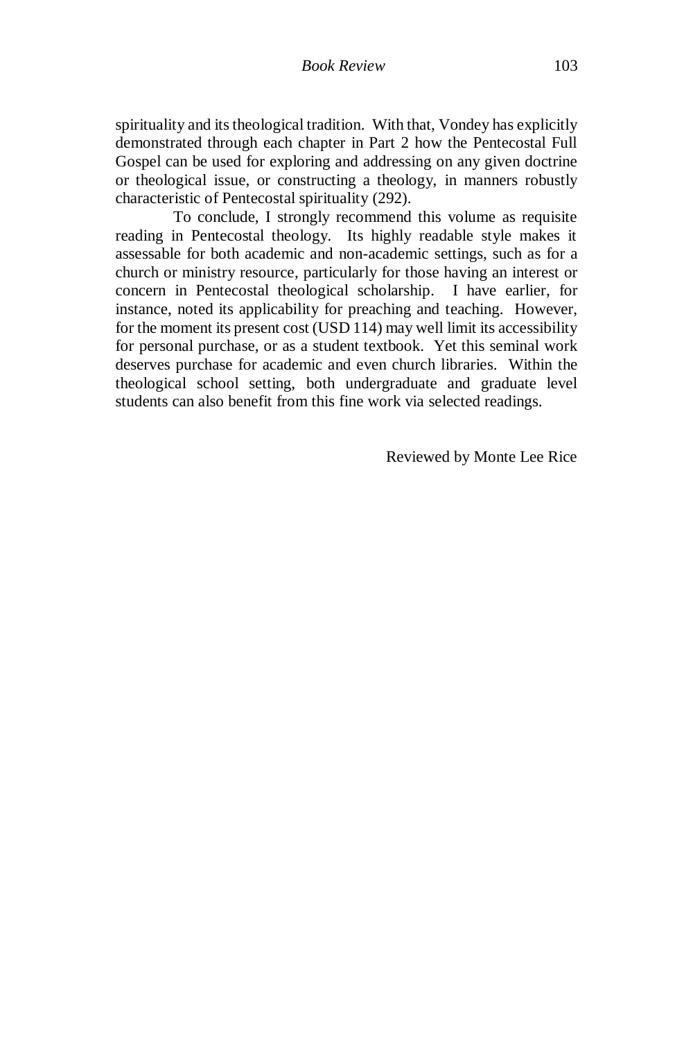spirituality and its theological tradition. With that, Vondey has explicitly demonstrated through each chapter in Part 2 how the Pentecostal Full Gospel can be used for exploring and addressing on any given doctrine or theological issue, or constructing a theology, in manners robustly characteristic of Pentecostal spirituality (292).

To conclude, I strongly recommend this volume as requisite reading in Pentecostal theology. Its highly readable style makes it assessable for both academic and non-academic settings, such as for a church or ministry resource, particularly for those having an interest or concern in Pentecostal theological scholarship. I have earlier, for instance, noted its applicability for preaching and teaching. However, for the moment its present cost (USD 114) may well limit its accessibility for personal purchase, or as a student textbook. Yet this seminal work deserves purchase for academic and even church libraries. Within the theological school setting, both undergraduate and graduate level students can also benefit from this fine work via selected readings.

Reviewed by Monte Lee Rice